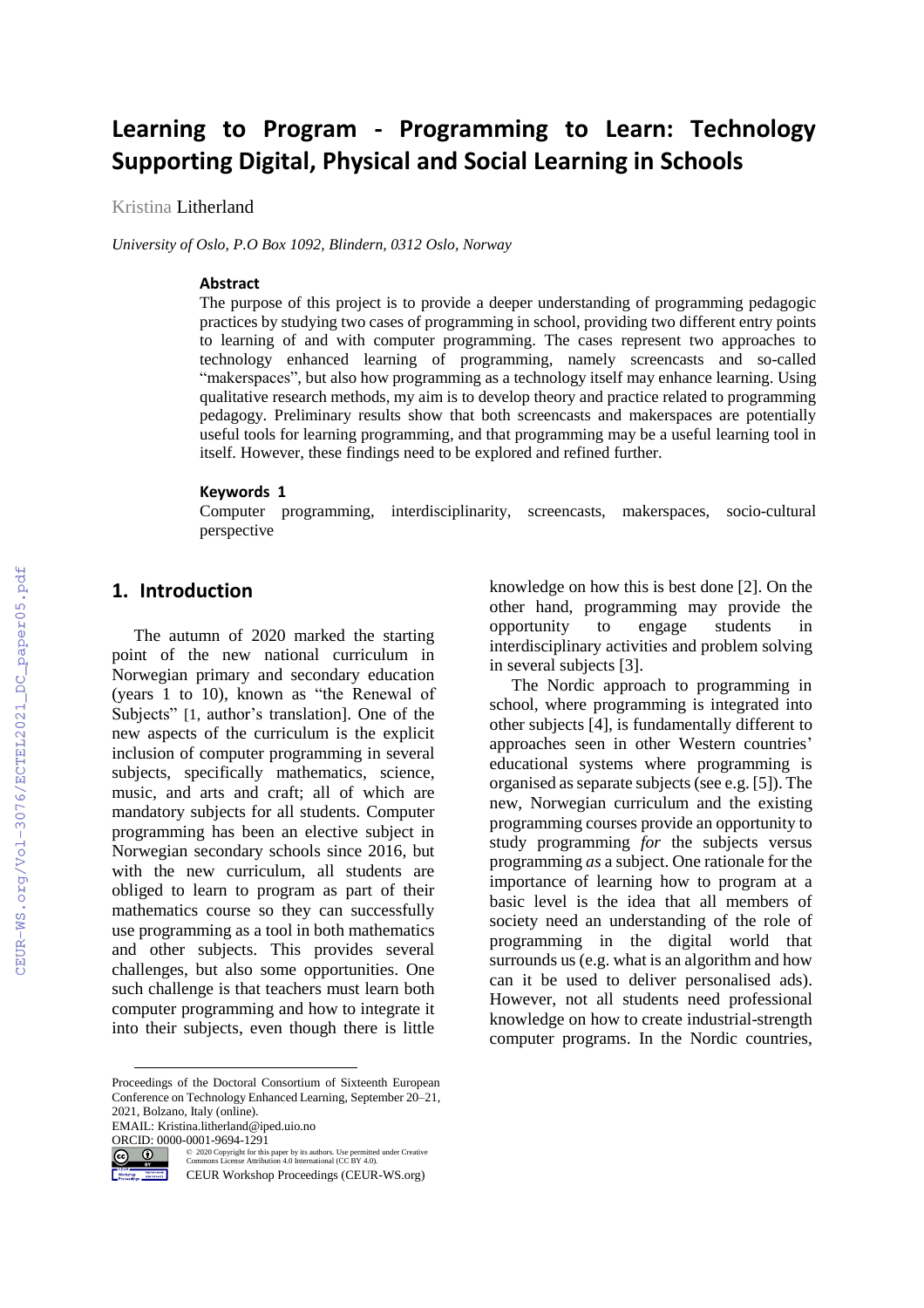# Learning to Program - Programming to Learn: Technology Supporting Digital, Physical and Social Learning in Schools

Kristina Litherland

*University of Oslo, P.O Box 1092, Blindern, 0312 Oslo, Norway*

#### Abstract

The purpose of this project is to provide a deeper understanding of programming pedagogic practices by studying two cases of programming in school, providing two different entry points to learning of and with computer programming. The cases represent two approaches to technology enhanced learning of programming, namely screencasts and so-called "makerspaces", but also how programming as a technology itself may enhance learning. Using qualitative research methods, my aim is to develop theory and practice related to programming pedagogy. Preliminary results show that both screencasts and makerspaces are potentially useful tools for learning programming, and that programming may be a useful learning tool in itself. However, these findings need to be explored and refined further.

#### Keywords 1

Computer programming, interdisciplinarity, screencasts, makerspaces, socio-cultural perspective

## 1. Introduction

The autumn of 2020 marked the starting point of the new national curriculum in Norwegian primary and secondary education (years 1 to 10), known as "the Renewal of Subjects" [1, author's translation]. One of the new aspects of the curriculum is the explicit inclusion of computer programming in several subjects, specifically mathematics, science, music, and arts and craft; all of which are mandatory subjects for all students. Computer programming has been an elective subject in Norwegian secondary schools since 2016, but with the new curriculum, all students are obliged to learn to program as part of their mathematics course so they can successfully use programming as a tool in both mathematics and other subjects. This provides several challenges, but also some opportunities. One such challenge is that teachers must learn both computer programming and how to integrate it into their subjects, even though there is little knowledge on how this is best done [2]. On the other hand, programming may provide the opportunity to engage students in interdisciplinary activities and problem solving in several subjects [3].

The Nordic approach to programming in school, where programming is integrated into other subjects [4], is fundamentally different to approaches seen in other Western countries' educational systems where programming is organised as separate subjects (see e.g. [5]). The new, Norwegian curriculum and the existing programming courses provide an opportunity to study programming *for* the subjects versus programming *as* a subject. One rationale for the importance of learning how to program at a basic level is the idea that all members of society need an understanding of the role of programming in the digital world that surrounds us (e.g. what is an algorithm and how can it be used to deliver personalised ads). However, not all students need professional knowledge on how to create industrial-strength computer programs. In the Nordic countries,

---

Proceedings of the Doctoral Consortium of Sixteenth European Conference on Technology Enhanced Learning, September 20–21, 2021, Bolzano, Italy (online).
EMAIL: Kristina.litherland@iped.uio.no
ORCID: 0000-0001-9694-1291
© 2020 Copyright for this paper by its authors. Use permitted under Creative Commons License Attribution 4.0 International (CC BY 4.0).
CEUR Workshop Proceedings (CEUR-WS.org)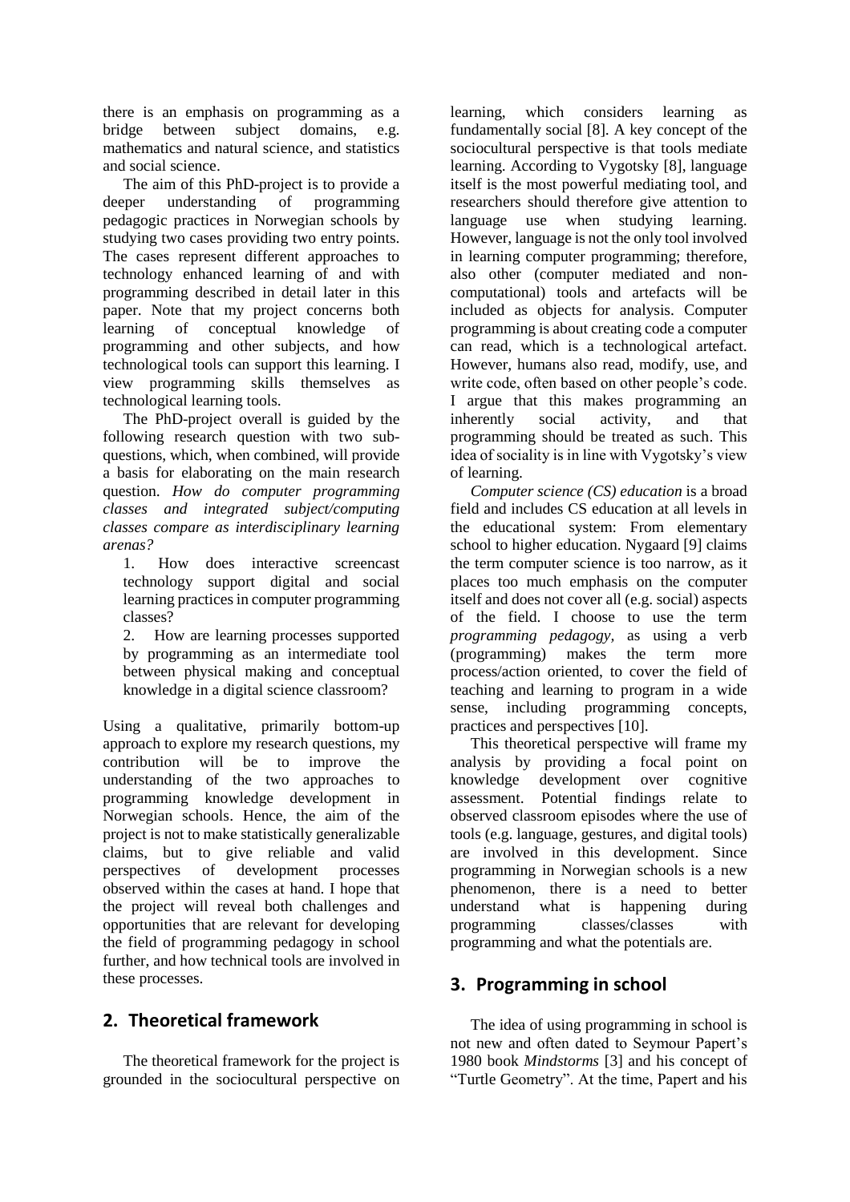there is an emphasis on programming as a bridge between subject domains, e.g. mathematics and natural science, and statistics and social science.

The aim of this PhD-project is to provide a deeper understanding of programming pedagogic practices in Norwegian schools by studying two cases providing two entry points. The cases represent different approaches to technology enhanced learning of and with programming described in detail later in this paper. Note that my project concerns both learning of conceptual knowledge of programming and other subjects, and how technological tools can support this learning. I view programming skills themselves as technological learning tools.

The PhD-project overall is guided by the following research question with two sub-questions, which, when combined, will provide a basis for elaborating on the main research question. *How do computer programming classes and integrated subject/computing classes compare as interdisciplinary learning arenas?*

1. How does interactive screencast technology support digital and social learning practices in computer programming classes?
2. How are learning processes supported by programming as an intermediate tool between physical making and conceptual knowledge in a digital science classroom?

Using a qualitative, primarily bottom-up approach to explore my research questions, my contribution will be to improve the understanding of the two approaches to programming knowledge development in Norwegian schools. Hence, the aim of the project is not to make statistically generalizable claims, but to give reliable and valid perspectives of development processes observed within the cases at hand. I hope that the project will reveal both challenges and opportunities that are relevant for developing the field of programming pedagogy in school further, and how technical tools are involved in these processes.

## 2. Theoretical framework

The theoretical framework for the project is grounded in the sociocultural perspective on learning, which considers learning as fundamentally social [8]. A key concept of the sociocultural perspective is that tools mediate learning. According to Vygotsky [8], language itself is the most powerful mediating tool, and researchers should therefore give attention to language use when studying learning. However, language is not the only tool involved in learning computer programming; therefore, also other (computer mediated and non-computational) tools and artefacts will be included as objects for analysis. Computer programming is about creating code a computer can read, which is a technological artefact. However, humans also read, modify, use, and write code, often based on other people's code. I argue that this makes programming an inherently social activity, and that programming should be treated as such. This idea of sociality is in line with Vygotsky's view of learning.

*Computer science (CS) education* is a broad field and includes CS education at all levels in the educational system: From elementary school to higher education. Nygaard [9] claims the term computer science is too narrow, as it places too much emphasis on the computer itself and does not cover all (e.g. social) aspects of the field. I choose to use the term *programming pedagogy*, as using a verb (programming) makes the term more process/action oriented, to cover the field of teaching and learning to program in a wide sense, including programming concepts, practices and perspectives [10].

This theoretical perspective will frame my analysis by providing a focal point on knowledge development over cognitive assessment. Potential findings relate to observed classroom episodes where the use of tools (e.g. language, gestures, and digital tools) are involved in this development. Since programming in Norwegian schools is a new phenomenon, there is a need to better understand what is happening during programming classes/classes with programming and what the potentials are.

## 3. Programming in school

The idea of using programming in school is not new and often dated to Seymour Papert's 1980 book *Mindstorms* [3] and his concept of "Turtle Geometry". At the time, Papert and his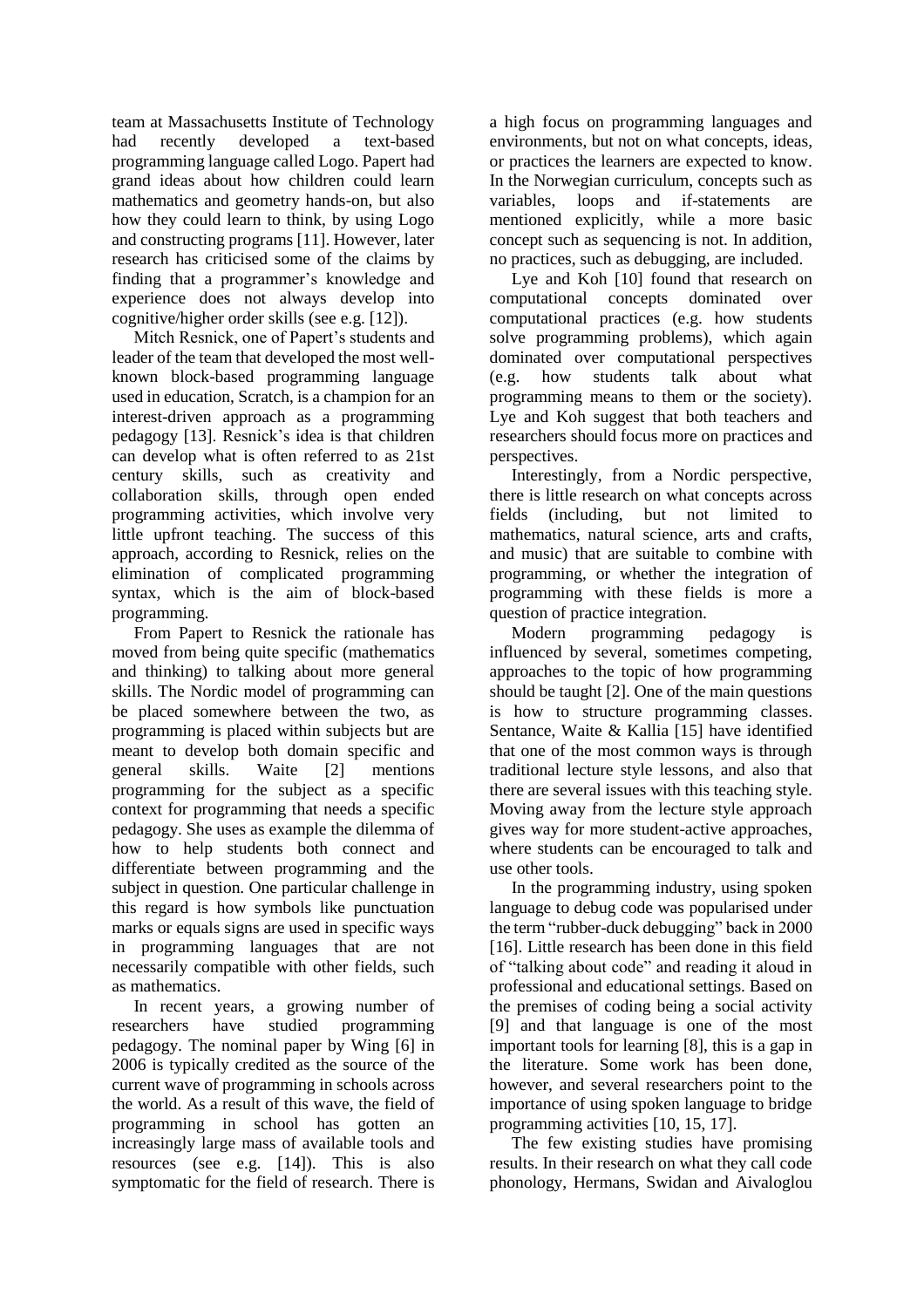team at Massachusetts Institute of Technology had recently developed a text-based programming language called Logo. Papert had grand ideas about how children could learn mathematics and geometry hands-on, but also how they could learn to think, by using Logo and constructing programs [11]. However, later research has criticised some of the claims by finding that a programmer's knowledge and experience does not always develop into cognitive/higher order skills (see e.g. [12]).

Mitch Resnick, one of Papert's students and leader of the team that developed the most well-known block-based programming language used in education, Scratch, is a champion for an interest-driven approach as a programming pedagogy [13]. Resnick's idea is that children can develop what is often referred to as 21st century skills, such as creativity and collaboration skills, through open ended programming activities, which involve very little upfront teaching. The success of this approach, according to Resnick, relies on the elimination of complicated programming syntax, which is the aim of block-based programming.

From Papert to Resnick the rationale has moved from being quite specific (mathematics and thinking) to talking about more general skills. The Nordic model of programming can be placed somewhere between the two, as programming is placed within subjects but are meant to develop both domain specific and general skills. Waite [2] mentions programming for the subject as a specific context for programming that needs a specific pedagogy. She uses as example the dilemma of how to help students both connect and differentiate between programming and the subject in question. One particular challenge in this regard is how symbols like punctuation marks or equals signs are used in specific ways in programming languages that are not necessarily compatible with other fields, such as mathematics.

In recent years, a growing number of researchers have studied programming pedagogy. The nominal paper by Wing [6] in 2006 is typically credited as the source of the current wave of programming in schools across the world. As a result of this wave, the field of programming in school has gotten an increasingly large mass of available tools and resources (see e.g. [14]). This is also symptomatic for the field of research. There is a high focus on programming languages and environments, but not on what concepts, ideas, or practices the learners are expected to know. In the Norwegian curriculum, concepts such as variables, loops and if-statements are mentioned explicitly, while a more basic concept such as sequencing is not. In addition, no practices, such as debugging, are included.

Lye and Koh [10] found that research on computational concepts dominated over computational practices (e.g. how students solve programming problems), which again dominated over computational perspectives (e.g. how students talk about what programming means to them or the society). Lye and Koh suggest that both teachers and researchers should focus more on practices and perspectives.

Interestingly, from a Nordic perspective, there is little research on what concepts across fields (including, but not limited to mathematics, natural science, arts and crafts, and music) that are suitable to combine with programming, or whether the integration of programming with these fields is more a question of practice integration.

Modern programming pedagogy is influenced by several, sometimes competing, approaches to the topic of how programming should be taught [2]. One of the main questions is how to structure programming classes. Sentance, Waite & Kallia [15] have identified that one of the most common ways is through traditional lecture style lessons, and also that there are several issues with this teaching style. Moving away from the lecture style approach gives way for more student-active approaches, where students can be encouraged to talk and use other tools.

In the programming industry, using spoken language to debug code was popularised under the term "rubber-duck debugging" back in 2000 [16]. Little research has been done in this field of "talking about code" and reading it aloud in professional and educational settings. Based on the premises of coding being a social activity [9] and that language is one of the most important tools for learning [8], this is a gap in the literature. Some work has been done, however, and several researchers point to the importance of using spoken language to bridge programming activities [10, 15, 17].

The few existing studies have promising results. In their research on what they call code phonology, Hermans, Swidan and Aivaloglou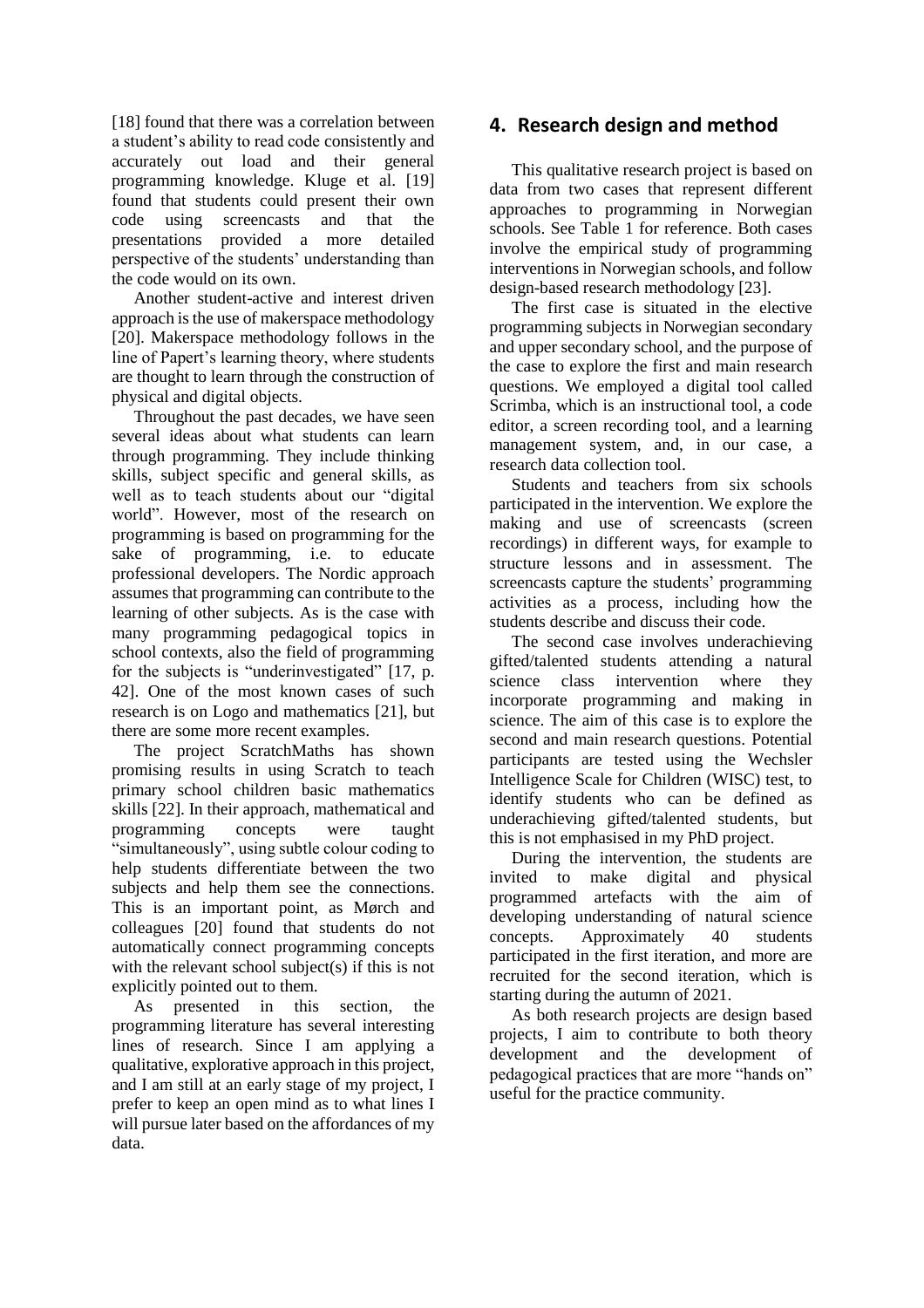[18] found that there was a correlation between a student's ability to read code consistently and accurately out load and their general programming knowledge. Kluge et al. [19] found that students could present their own code using screencasts and that the presentations provided a more detailed perspective of the students' understanding than the code would on its own.

Another student-active and interest driven approach is the use of makerspace methodology [20]. Makerspace methodology follows in the line of Papert's learning theory, where students are thought to learn through the construction of physical and digital objects.

Throughout the past decades, we have seen several ideas about what students can learn through programming. They include thinking skills, subject specific and general skills, as well as to teach students about our "digital world". However, most of the research on programming is based on programming for the sake of programming, i.e. to educate professional developers. The Nordic approach assumes that programming can contribute to the learning of other subjects. As is the case with many programming pedagogical topics in school contexts, also the field of programming for the subjects is "underinvestigated" [17, p. 42]. One of the most known cases of such research is on Logo and mathematics [21], but there are some more recent examples.

The project ScratchMaths has shown promising results in using Scratch to teach primary school children basic mathematics skills [22]. In their approach, mathematical and programming concepts were taught "simultaneously", using subtle colour coding to help students differentiate between the two subjects and help them see the connections. This is an important point, as Mørch and colleagues [20] found that students do not automatically connect programming concepts with the relevant school subject(s) if this is not explicitly pointed out to them.

As presented in this section, the programming literature has several interesting lines of research. Since I am applying a qualitative, explorative approach in this project, and I am still at an early stage of my project, I prefer to keep an open mind as to what lines I will pursue later based on the affordances of my data.

## 4. Research design and method

This qualitative research project is based on data from two cases that represent different approaches to programming in Norwegian schools. See Table 1 for reference. Both cases involve the empirical study of programming interventions in Norwegian schools, and follow design-based research methodology [23].

The first case is situated in the elective programming subjects in Norwegian secondary and upper secondary school, and the purpose of the case to explore the first and main research questions. We employed a digital tool called Scrimba, which is an instructional tool, a code editor, a screen recording tool, and a learning management system, and, in our case, a research data collection tool.

Students and teachers from six schools participated in the intervention. We explore the making and use of screencasts (screen recordings) in different ways, for example to structure lessons and in assessment. The screencasts capture the students' programming activities as a process, including how the students describe and discuss their code.

The second case involves underachieving gifted/talented students attending a natural science class intervention where they incorporate programming and making in science. The aim of this case is to explore the second and main research questions. Potential participants are tested using the Wechsler Intelligence Scale for Children (WISC) test, to identify students who can be defined as underachieving gifted/talented students, but this is not emphasised in my PhD project.

During the intervention, the students are invited to make digital and physical programmed artefacts with the aim of developing understanding of natural science concepts. Approximately 40 students participated in the first iteration, and more are recruited for the second iteration, which is starting during the autumn of 2021.

As both research projects are design based projects, I aim to contribute to both theory development and the development of pedagogical practices that are more "hands on" useful for the practice community.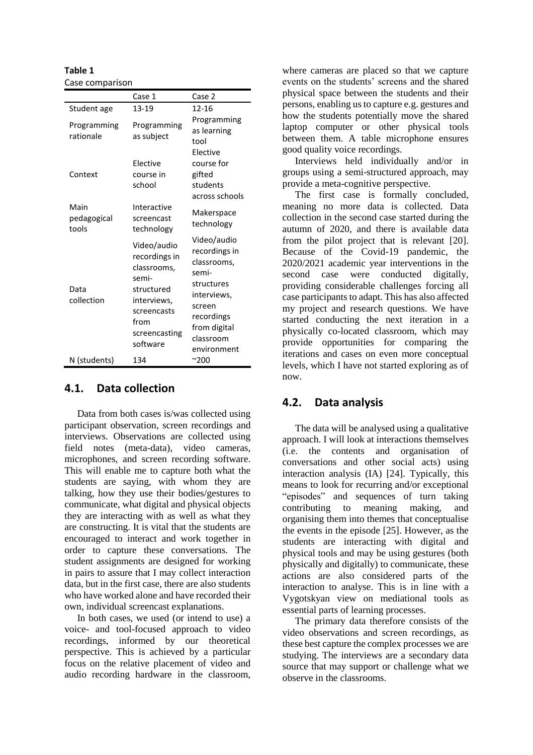**Table 1**
Case comparison

| | Case 1 | Case 2 |
|---|---|---|
| Student age | 13-19 | 12-16 |
| Programming rationale | Programming as subject | Programming as learning tool |
| Context | Elective course in school | Elective course for gifted students across schools |
| Main pedagogical tools | Interactive screencast technology | Makerspace technology |
| Data collection | Video/audio recordings in classrooms, semi-structured interviews, screencasts from screencasting software | Video/audio recordings in classrooms, semi-structures interviews, screen recordings from digital classroom environment |
| N (students) | 134 | ~200 |

## 4.1. Data collection

Data from both cases is/was collected using participant observation, screen recordings and interviews. Observations are collected using field notes (meta-data), video cameras, microphones, and screen recording software. This will enable me to capture both what the students are saying, with whom they are talking, how they use their bodies/gestures to communicate, what digital and physical objects they are interacting with as well as what they are constructing. It is vital that the students are encouraged to interact and work together in order to capture these conversations. The student assignments are designed for working in pairs to assure that I may collect interaction data, but in the first case, there are also students who have worked alone and have recorded their own, individual screencast explanations.

In both cases, we used (or intend to use) a voice- and tool-focused approach to video recordings, informed by our theoretical perspective. This is achieved by a particular focus on the relative placement of video and audio recording hardware in the classroom, where cameras are placed so that we capture events on the students' screens and the shared physical space between the students and their persons, enabling us to capture e.g. gestures and how the students potentially move the shared laptop computer or other physical tools between them. A table microphone ensures good quality voice recordings.

Interviews held individually and/or in groups using a semi-structured approach, may provide a meta-cognitive perspective.

The first case is formally concluded, meaning no more data is collected. Data collection in the second case started during the autumn of 2020, and there is available data from the pilot project that is relevant [20]. Because of the Covid-19 pandemic, the 2020/2021 academic year interventions in the second case were conducted digitally, providing considerable challenges forcing all case participants to adapt. This has also affected my project and research questions. We have started conducting the next iteration in a physically co-located classroom, which may provide opportunities for comparing the iterations and cases on even more conceptual levels, which I have not started exploring as of now.

## 4.2. Data analysis

The data will be analysed using a qualitative approach. I will look at interactions themselves (i.e. the contents and organisation of conversations and other social acts) using interaction analysis (IA) [24]. Typically, this means to look for recurring and/or exceptional "episodes" and sequences of turn taking contributing to meaning making, and organising them into themes that conceptualise the events in the episode [25]. However, as the students are interacting with digital and physical tools and may be using gestures (both physically and digitally) to communicate, these actions are also considered parts of the interaction to analyse. This is in line with a Vygotskyan view on mediational tools as essential parts of learning processes.

The primary data therefore consists of the video observations and screen recordings, as these best capture the complex processes we are studying. The interviews are a secondary data source that may support or challenge what we observe in the classrooms.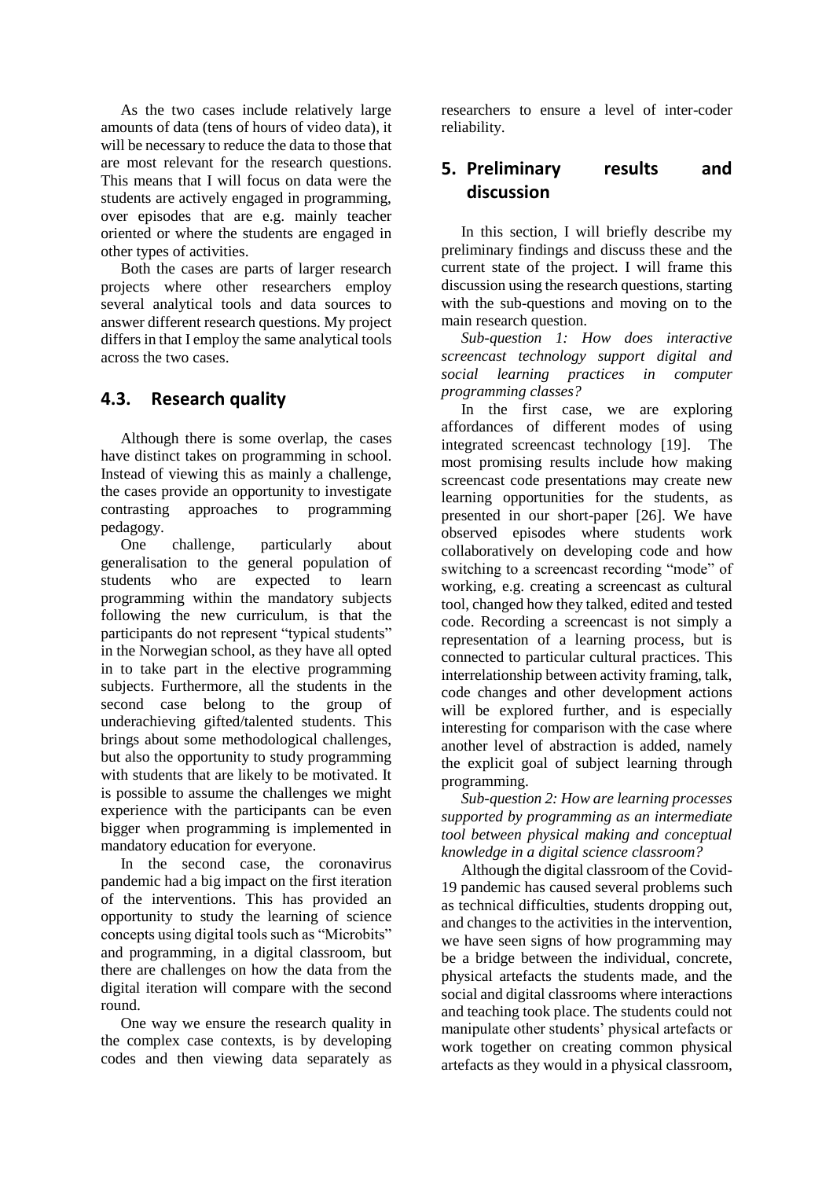As the two cases include relatively large amounts of data (tens of hours of video data), it will be necessary to reduce the data to those that are most relevant for the research questions. This means that I will focus on data were the students are actively engaged in programming, over episodes that are e.g. mainly teacher oriented or where the students are engaged in other types of activities.

Both the cases are parts of larger research projects where other researchers employ several analytical tools and data sources to answer different research questions. My project differs in that I employ the same analytical tools across the two cases.

## 4.3. Research quality

Although there is some overlap, the cases have distinct takes on programming in school. Instead of viewing this as mainly a challenge, the cases provide an opportunity to investigate contrasting approaches to programming pedagogy.

One challenge, particularly about generalisation to the general population of students who are expected to learn programming within the mandatory subjects following the new curriculum, is that the participants do not represent "typical students" in the Norwegian school, as they have all opted in to take part in the elective programming subjects. Furthermore, all the students in the second case belong to the group of underachieving gifted/talented students. This brings about some methodological challenges, but also the opportunity to study programming with students that are likely to be motivated. It is possible to assume the challenges we might experience with the participants can be even bigger when programming is implemented in mandatory education for everyone.

In the second case, the coronavirus pandemic had a big impact on the first iteration of the interventions. This has provided an opportunity to study the learning of science concepts using digital tools such as "Microbits" and programming, in a digital classroom, but there are challenges on how the data from the digital iteration will compare with the second round.

One way we ensure the research quality in the complex case contexts, is by developing codes and then viewing data separately as researchers to ensure a level of inter-coder reliability.

# 5. Preliminary results and discussion

In this section, I will briefly describe my preliminary findings and discuss these and the current state of the project. I will frame this discussion using the research questions, starting with the sub-questions and moving on to the main research question.

*Sub-question 1: How does interactive screencast technology support digital and social learning practices in computer programming classes?*

In the first case, we are exploring affordances of different modes of using integrated screencast technology [19]. The most promising results include how making screencast code presentations may create new learning opportunities for the students, as presented in our short-paper [26]. We have observed episodes where students work collaboratively on developing code and how switching to a screencast recording "mode" of working, e.g. creating a screencast as cultural tool, changed how they talked, edited and tested code. Recording a screencast is not simply a representation of a learning process, but is connected to particular cultural practices. This interrelationship between activity framing, talk, code changes and other development actions will be explored further, and is especially interesting for comparison with the case where another level of abstraction is added, namely the explicit goal of subject learning through programming.

*Sub-question 2: How are learning processes supported by programming as an intermediate tool between physical making and conceptual knowledge in a digital science classroom?*

Although the digital classroom of the Covid-19 pandemic has caused several problems such as technical difficulties, students dropping out, and changes to the activities in the intervention, we have seen signs of how programming may be a bridge between the individual, concrete, physical artefacts the students made, and the social and digital classrooms where interactions and teaching took place. The students could not manipulate other students' physical artefacts or work together on creating common physical artefacts as they would in a physical classroom,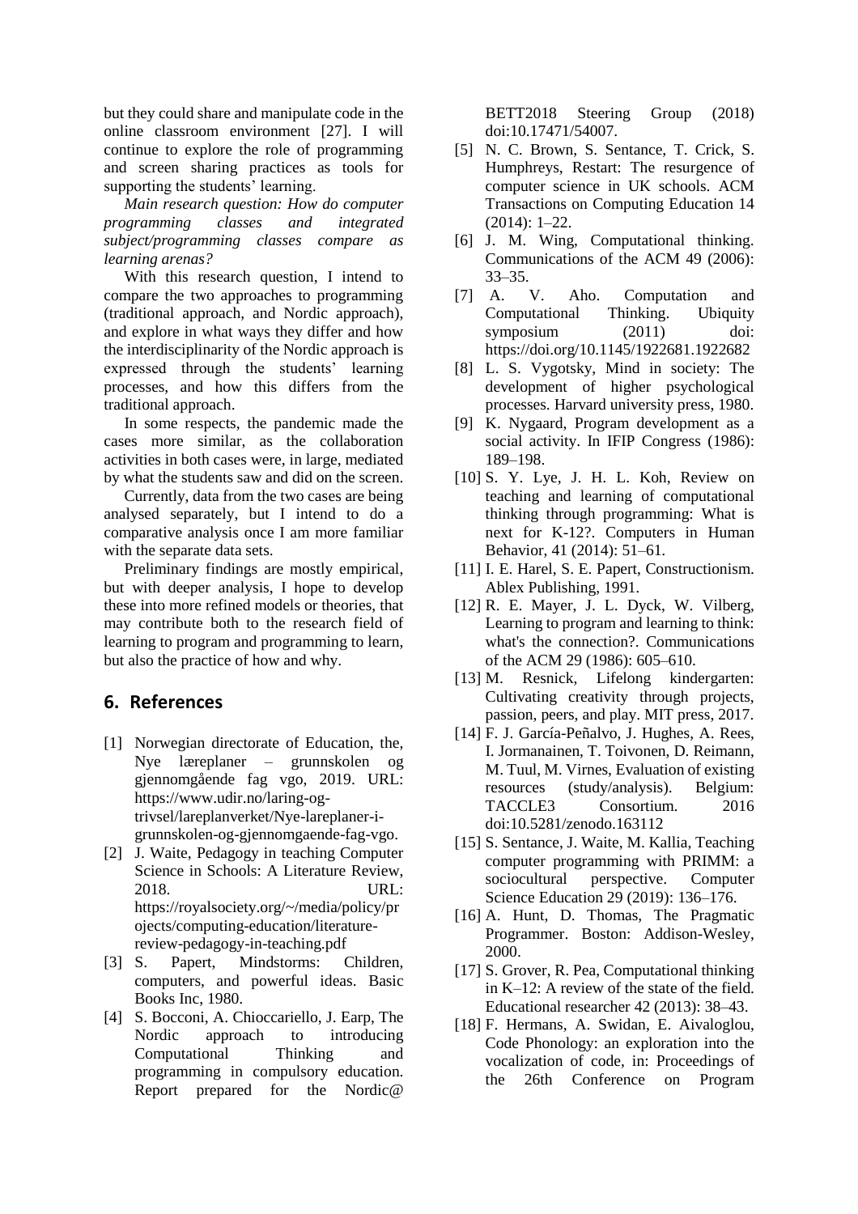but they could share and manipulate code in the online classroom environment [27]. I will continue to explore the role of programming and screen sharing practices as tools for supporting the students' learning.

*Main research question: How do computer programming classes and integrated subject/programming classes compare as learning arenas?*

With this research question, I intend to compare the two approaches to programming (traditional approach, and Nordic approach), and explore in what ways they differ and how the interdisciplinarity of the Nordic approach is expressed through the students' learning processes, and how this differs from the traditional approach.

In some respects, the pandemic made the cases more similar, as the collaboration activities in both cases were, in large, mediated by what the students saw and did on the screen.

Currently, data from the two cases are being analysed separately, but I intend to do a comparative analysis once I am more familiar with the separate data sets.

Preliminary findings are mostly empirical, but with deeper analysis, I hope to develop these into more refined models or theories, that may contribute both to the research field of learning to program and programming to learn, but also the practice of how and why.

## 6. References

[1] Norwegian directorate of Education, the, Nye læreplaner – grunnskolen og gjennomgående fag vgo, 2019. URL: https://www.udir.no/laring-og-trivsel/lareplanverket/Nye-lareplaner-i-grunnskolen-og-gjennomgaende-fag-vgo.

[2] J. Waite, Pedagogy in teaching Computer Science in Schools: A Literature Review, 2018. URL: https://royalsociety.org/~/media/policy/projects/computing-education/literature-review-pedagogy-in-teaching.pdf

[3] S. Papert, Mindstorms: Children, computers, and powerful ideas. Basic Books Inc, 1980.

[4] S. Bocconi, A. Chioccariello, J. Earp, The Nordic approach to introducing Computational Thinking and programming in compulsory education. Report prepared for the Nordic@ BETT2018 Steering Group (2018) doi:10.17471/54007.

[5] N. C. Brown, S. Sentance, T. Crick, S. Humphreys, Restart: The resurgence of computer science in UK schools. ACM Transactions on Computing Education 14 (2014): 1–22.

[6] J. M. Wing, Computational thinking. Communications of the ACM 49 (2006): 33–35.

[7] A. V. Aho. Computation and Computational Thinking. Ubiquity symposium (2011) doi: https://doi.org/10.1145/1922681.1922682

[8] L. S. Vygotsky, Mind in society: The development of higher psychological processes. Harvard university press, 1980.

[9] K. Nygaard, Program development as a social activity. In IFIP Congress (1986): 189–198.

[10] S. Y. Lye, J. H. L. Koh, Review on teaching and learning of computational thinking through programming: What is next for K-12?. Computers in Human Behavior, 41 (2014): 51–61.

[11] I. E. Harel, S. E. Papert, Constructionism. Ablex Publishing, 1991.

[12] R. E. Mayer, J. L. Dyck, W. Vilberg, Learning to program and learning to think: what's the connection?. Communications of the ACM 29 (1986): 605–610.

[13] M. Resnick, Lifelong kindergarten: Cultivating creativity through projects, passion, peers, and play. MIT press, 2017.

[14] F. J. García-Peñalvo, J. Hughes, A. Rees, I. Jormanainen, T. Toivonen, D. Reimann, M. Tuul, M. Virnes, Evaluation of existing resources (study/analysis). Belgium: TACCLE3 Consortium. 2016 doi:10.5281/zenodo.163112

[15] S. Sentance, J. Waite, M. Kallia, Teaching computer programming with PRIMM: a sociocultural perspective. Computer Science Education 29 (2019): 136–176.

[16] A. Hunt, D. Thomas, The Pragmatic Programmer. Boston: Addison-Wesley, 2000.

[17] S. Grover, R. Pea, Computational thinking in K–12: A review of the state of the field. Educational researcher 42 (2013): 38–43.

[18] F. Hermans, A. Swidan, E. Aivaloglou, Code Phonology: an exploration into the vocalization of code, in: Proceedings of the 26th Conference on Program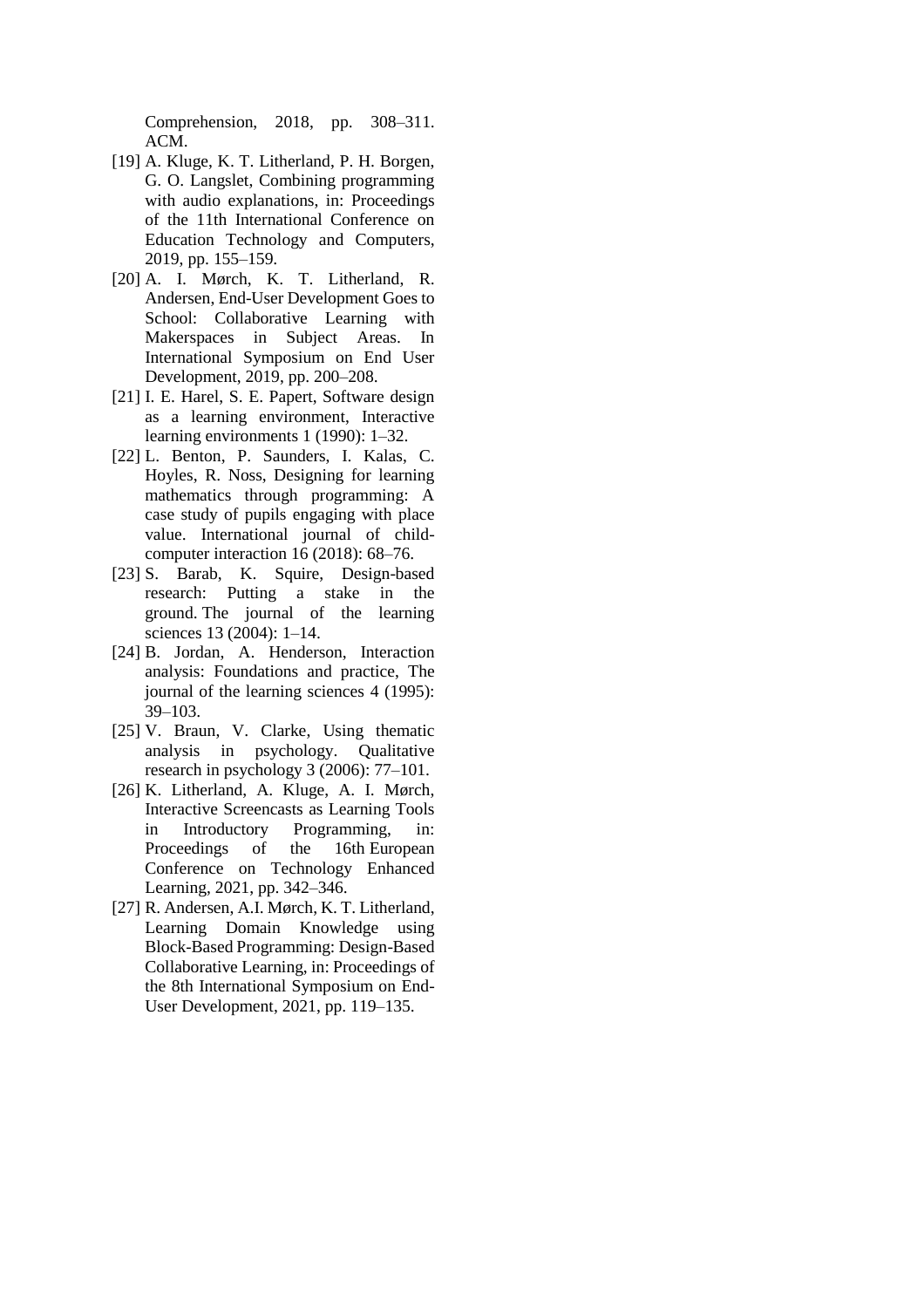Comprehension, 2018, pp. 308–311. ACM.

- [19] A. Kluge, K. T. Litherland, P. H. Borgen, G. O. Langslet, Combining programming with audio explanations, in: Proceedings of the 11th International Conference on Education Technology and Computers, 2019, pp. 155–159.
- [20] A. I. Mørch, K. T. Litherland, R. Andersen, End-User Development Goes to School: Collaborative Learning with Makerspaces in Subject Areas. In International Symposium on End User Development, 2019, pp. 200–208.
- [21] I. E. Harel, S. E. Papert, Software design as a learning environment, Interactive learning environments 1 (1990): 1–32.
- [22] L. Benton, P. Saunders, I. Kalas, C. Hoyles, R. Noss, Designing for learning mathematics through programming: A case study of pupils engaging with place value. International journal of child-computer interaction 16 (2018): 68–76.
- [23] S. Barab, K. Squire, Design-based research: Putting a stake in the ground. The journal of the learning sciences 13 (2004): 1–14.
- [24] B. Jordan, A. Henderson, Interaction analysis: Foundations and practice, The journal of the learning sciences 4 (1995): 39–103.
- [25] V. Braun, V. Clarke, Using thematic analysis in psychology. Qualitative research in psychology 3 (2006): 77–101.
- [26] K. Litherland, A. Kluge, A. I. Mørch, Interactive Screencasts as Learning Tools in Introductory Programming, in: Proceedings of the 16th European Conference on Technology Enhanced Learning, 2021, pp. 342–346.
- [27] R. Andersen, A.I. Mørch, K. T. Litherland, Learning Domain Knowledge using Block-Based Programming: Design-Based Collaborative Learning, in: Proceedings of the 8th International Symposium on End-User Development, 2021, pp. 119–135.